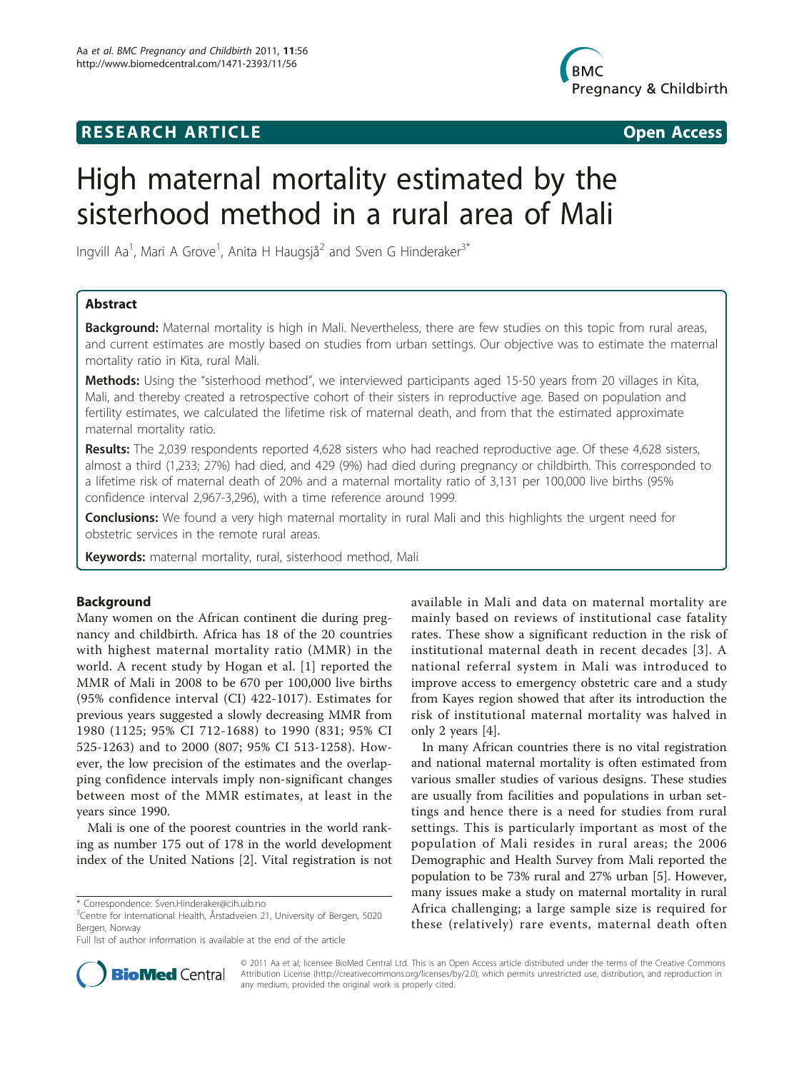RESEARCH ARTICLE Open Access

# High maternal mortality estimated by the sisterhood method in a rural area of Mali

Ingvill Aa[1], Mari A Grove[1], Anita H Haugsjå[2] and Sven G Hinderaker[3*]

## Abstract

**Background:** Maternal mortality is high in Mali. Nevertheless, there are few studies on this topic from rural areas, and current estimates are mostly based on studies from urban settings. Our objective was to estimate the maternal mortality ratio in Kita, rural Mali.

**Methods:** Using the "sisterhood method", we interviewed participants aged 15-50 years from 20 villages in Kita, Mali, and thereby created a retrospective cohort of their sisters in reproductive age. Based on population and fertility estimates, we calculated the lifetime risk of maternal death, and from that the estimated approximate maternal mortality ratio.

**Results:** The 2,039 respondents reported 4,628 sisters who had reached reproductive age. Of these 4,628 sisters, almost a third (1,233; 27%) had died, and 429 (9%) had died during pregnancy or childbirth. This corresponded to a lifetime risk of maternal death of 20% and a maternal mortality ratio of 3,131 per 100,000 live births (95% confidence interval 2,967-3,296), with a time reference around 1999.

**Conclusions:** We found a very high maternal mortality in rural Mali and this highlights the urgent need for obstetric services in the remote rural areas.

**Keywords:** maternal mortality, rural, sisterhood method, Mali

## Background

Many women on the African continent die during pregnancy and childbirth. Africa has 18 of the 20 countries with highest maternal mortality ratio (MMR) in the world. A recent study by Hogan et al. [1] reported the MMR of Mali in 2008 to be 670 per 100,000 live births (95% confidence interval (CI) 422-1017). Estimates for previous years suggested a slowly decreasing MMR from 1980 (1125; 95% CI 712-1688) to 1990 (831; 95% CI 525-1263) and to 2000 (807; 95% CI 513-1258). However, the low precision of the estimates and the overlapping confidence intervals imply non-significant changes between most of the MMR estimates, at least in the years since 1990.

Mali is one of the poorest countries in the world ranking as number 175 out of 178 in the world development index of the United Nations [2]. Vital registration is not available in Mali and data on maternal mortality are mainly based on reviews of institutional case fatality rates. These show a significant reduction in the risk of institutional maternal death in recent decades [3]. A national referral system in Mali was introduced to improve access to emergency obstetric care and a study from Kayes region showed that after its introduction the risk of institutional maternal mortality was halved in only 2 years [4].

In many African countries there is no vital registration and national maternal mortality is often estimated from various smaller studies of various designs. These studies are usually from facilities and populations in urban settings and hence there is a need for studies from rural settings. This is particularly important as most of the population of Mali resides in rural areas; the 2006 Demographic and Health Survey from Mali reported the population to be 73% rural and 27% urban [5]. However, many issues make a study on maternal mortality in rural Africa challenging; a large sample size is required for these (relatively) rare events, maternal death often

\* Correspondence: Sven.Hinderaker@cih.uib.no
[3]Centre for International Health, Årstadveien 21, University of Bergen, 5020 Bergen, Norway
Full list of author information is available at the end of the article

© 2011 Aa et al; licensee BioMed Central Ltd. This is an Open Access article distributed under the terms of the Creative Commons Attribution License (http://creativecommons.org/licenses/by/2.0), which permits unrestricted use, distribution, and reproduction in any medium, provided the original work is properly cited.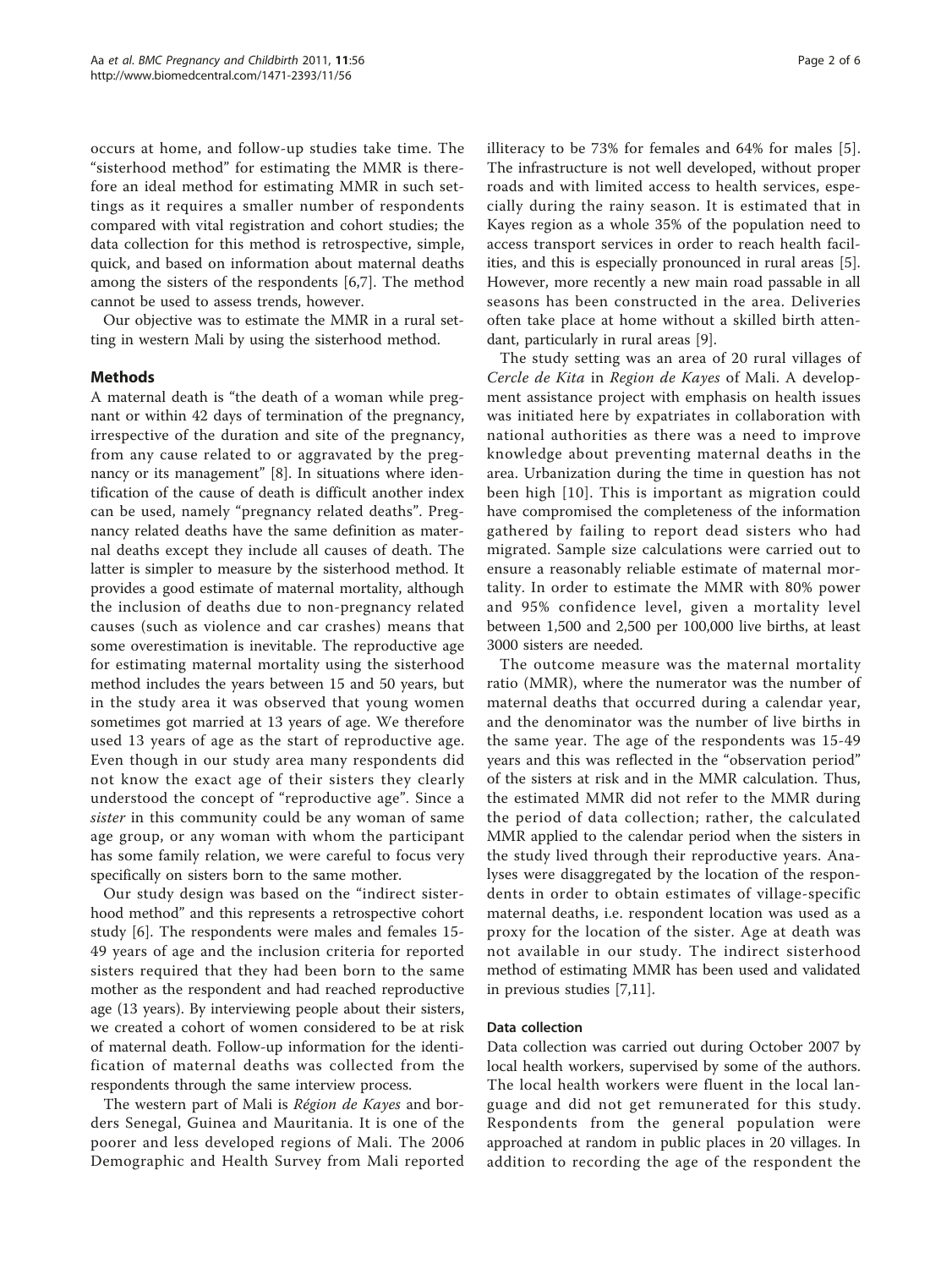occurs at home, and follow-up studies take time. The "sisterhood method" for estimating the MMR is therefore an ideal method for estimating MMR in such settings as it requires a smaller number of respondents compared with vital registration and cohort studies; the data collection for this method is retrospective, simple, quick, and based on information about maternal deaths among the sisters of the respondents [6,7]. The method cannot be used to assess trends, however.

Our objective was to estimate the MMR in a rural setting in western Mali by using the sisterhood method.

## Methods

A maternal death is "the death of a woman while pregnant or within 42 days of termination of the pregnancy, irrespective of the duration and site of the pregnancy, from any cause related to or aggravated by the pregnancy or its management" [8]. In situations where identification of the cause of death is difficult another index can be used, namely "pregnancy related deaths". Pregnancy related deaths have the same definition as maternal deaths except they include all causes of death. The latter is simpler to measure by the sisterhood method. It provides a good estimate of maternal mortality, although the inclusion of deaths due to non-pregnancy related causes (such as violence and car crashes) means that some overestimation is inevitable. The reproductive age for estimating maternal mortality using the sisterhood method includes the years between 15 and 50 years, but in the study area it was observed that young women sometimes got married at 13 years of age. We therefore used 13 years of age as the start of reproductive age. Even though in our study area many respondents did not know the exact age of their sisters they clearly understood the concept of "reproductive age". Since a *sister* in this community could be any woman of same age group, or any woman with whom the participant has some family relation, we were careful to focus very specifically on sisters born to the same mother.

Our study design was based on the "indirect sisterhood method" and this represents a retrospective cohort study [6]. The respondents were males and females 15-49 years of age and the inclusion criteria for reported sisters required that they had been born to the same mother as the respondent and had reached reproductive age (13 years). By interviewing people about their sisters, we created a cohort of women considered to be at risk of maternal death. Follow-up information for the identification of maternal deaths was collected from the respondents through the same interview process.

The western part of Mali is *Région de Kayes* and borders Senegal, Guinea and Mauritania. It is one of the poorer and less developed regions of Mali. The 2006 Demographic and Health Survey from Mali reported illiteracy to be 73% for females and 64% for males [5]. The infrastructure is not well developed, without proper roads and with limited access to health services, especially during the rainy season. It is estimated that in Kayes region as a whole 35% of the population need to access transport services in order to reach health facilities, and this is especially pronounced in rural areas [5]. However, more recently a new main road passable in all seasons has been constructed in the area. Deliveries often take place at home without a skilled birth attendant, particularly in rural areas [9].

The study setting was an area of 20 rural villages of *Cercle de Kita* in *Region de Kayes* of Mali. A development assistance project with emphasis on health issues was initiated here by expatriates in collaboration with national authorities as there was a need to improve knowledge about preventing maternal deaths in the area. Urbanization during the time in question has not been high [10]. This is important as migration could have compromised the completeness of the information gathered by failing to report dead sisters who had migrated. Sample size calculations were carried out to ensure a reasonably reliable estimate of maternal mortality. In order to estimate the MMR with 80% power and 95% confidence level, given a mortality level between 1,500 and 2,500 per 100,000 live births, at least 3000 sisters are needed.

The outcome measure was the maternal mortality ratio (MMR), where the numerator was the number of maternal deaths that occurred during a calendar year, and the denominator was the number of live births in the same year. The age of the respondents was 15-49 years and this was reflected in the "observation period" of the sisters at risk and in the MMR calculation. Thus, the estimated MMR did not refer to the MMR during the period of data collection; rather, the calculated MMR applied to the calendar period when the sisters in the study lived through their reproductive years. Analyses were disaggregated by the location of the respondents in order to obtain estimates of village-specific maternal deaths, i.e. respondent location was used as a proxy for the location of the sister. Age at death was not available in our study. The indirect sisterhood method of estimating MMR has been used and validated in previous studies [7,11].

### Data collection

Data collection was carried out during October 2007 by local health workers, supervised by some of the authors. The local health workers were fluent in the local language and did not get remunerated for this study. Respondents from the general population were approached at random in public places in 20 villages. In addition to recording the age of the respondent the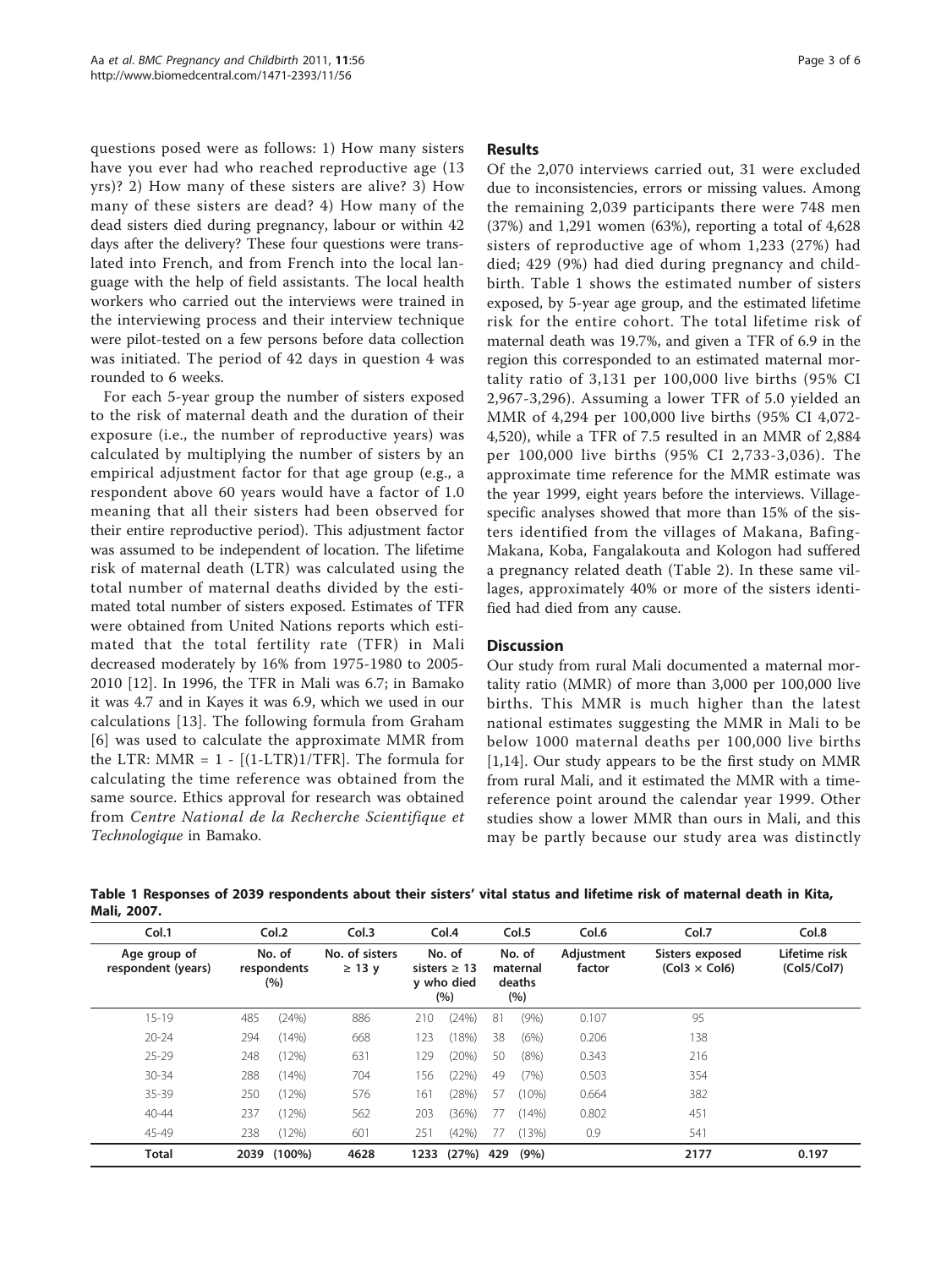questions posed were as follows: 1) How many sisters have you ever had who reached reproductive age (13 yrs)? 2) How many of these sisters are alive? 3) How many of these sisters are dead? 4) How many of the dead sisters died during pregnancy, labour or within 42 days after the delivery? These four questions were translated into French, and from French into the local language with the help of field assistants. The local health workers who carried out the interviews were trained in the interviewing process and their interview technique were pilot-tested on a few persons before data collection was initiated. The period of 42 days in question 4 was rounded to 6 weeks.

For each 5-year group the number of sisters exposed to the risk of maternal death and the duration of their exposure (i.e., the number of reproductive years) was calculated by multiplying the number of sisters by an empirical adjustment factor for that age group (e.g., a respondent above 60 years would have a factor of 1.0 meaning that all their sisters had been observed for their entire reproductive period). This adjustment factor was assumed to be independent of location. The lifetime risk of maternal death (LTR) was calculated using the total number of maternal deaths divided by the estimated total number of sisters exposed. Estimates of TFR were obtained from United Nations reports which estimated that the total fertility rate (TFR) in Mali decreased moderately by 16% from 1975-1980 to 2005-2010 [12]. In 1996, the TFR in Mali was 6.7; in Bamako it was 4.7 and in Kayes it was 6.9, which we used in our calculations [13]. The following formula from Graham [6] was used to calculate the approximate MMR from the LTR: MMR = 1 - [(1-LTR)1/TFR]. The formula for calculating the time reference was obtained from the same source. Ethics approval for research was obtained from *Centre National de la Recherche Scientifique et Technologique* in Bamako.

## Results

Of the 2,070 interviews carried out, 31 were excluded due to inconsistencies, errors or missing values. Among the remaining 2,039 participants there were 748 men (37%) and 1,291 women (63%), reporting a total of 4,628 sisters of reproductive age of whom 1,233 (27%) had died; 429 (9%) had died during pregnancy and childbirth. Table 1 shows the estimated number of sisters exposed, by 5-year age group, and the estimated lifetime risk for the entire cohort. The total lifetime risk of maternal death was 19.7%, and given a TFR of 6.9 in the region this corresponded to an estimated maternal mortality ratio of 3,131 per 100,000 live births (95% CI 2,967-3,296). Assuming a lower TFR of 5.0 yielded an MMR of 4,294 per 100,000 live births (95% CI 4,072-4,520), while a TFR of 7.5 resulted in an MMR of 2,884 per 100,000 live births (95% CI 2,733-3,036). The approximate time reference for the MMR estimate was the year 1999, eight years before the interviews. Village-specific analyses showed that more than 15% of the sisters identified from the villages of Makana, Bafing-Makana, Koba, Fangalakouta and Kologon had suffered a pregnancy related death (Table 2). In these same villages, approximately 40% or more of the sisters identified had died from any cause.

## Discussion

Our study from rural Mali documented a maternal mortality ratio (MMR) of more than 3,000 per 100,000 live births. This MMR is much higher than the latest national estimates suggesting the MMR in Mali to be below 1000 maternal deaths per 100,000 live births [1,14]. Our study appears to be the first study on MMR from rural Mali, and it estimated the MMR with a time-reference point around the calendar year 1999. Other studies show a lower MMR than ours in Mali, and this may be partly because our study area was distinctly

**Table 1 Responses of 2039 respondents about their sisters' vital status and lifetime risk of maternal death in Kita, Mali, 2007.**

| Col.1 | Col.2 | | Col.3 | Col.4 | | Col.5 | | Col.6 | Col.7 | Col.8 |
|---|---|---|---|---|---|---|---|---|---|---|
| Age group of respondent (years) | No. of respondents (%) | | No. of sisters ≥ 13 y | No. of sisters ≥ 13 y who died (%) | | No. of maternal deaths (%) | | Adjustment factor | Sisters exposed (Col3 × Col6) | Lifetime risk (Col5/Col7) |
| 15-19 | 485 | (24%) | 886 | 210 | (24%) | 81 | (9%) | 0.107 | 95 | |
| 20-24 | 294 | (14%) | 668 | 123 | (18%) | 38 | (6%) | 0.206 | 138 | |
| 25-29 | 248 | (12%) | 631 | 129 | (20%) | 50 | (8%) | 0.343 | 216 | |
| 30-34 | 288 | (14%) | 704 | 156 | (22%) | 49 | (7%) | 0.503 | 354 | |
| 35-39 | 250 | (12%) | 576 | 161 | (28%) | 57 | (10%) | 0.664 | 382 | |
| 40-44 | 237 | (12%) | 562 | 203 | (36%) | 77 | (14%) | 0.802 | 451 | |
| 45-49 | 238 | (12%) | 601 | 251 | (42%) | 77 | (13%) | 0.9 | 541 | |
| **Total** | **2039** | **(100%)** | **4628** | **1233** | **(27%)** | **429** | **(9%)** | | **2177** | **0.197** |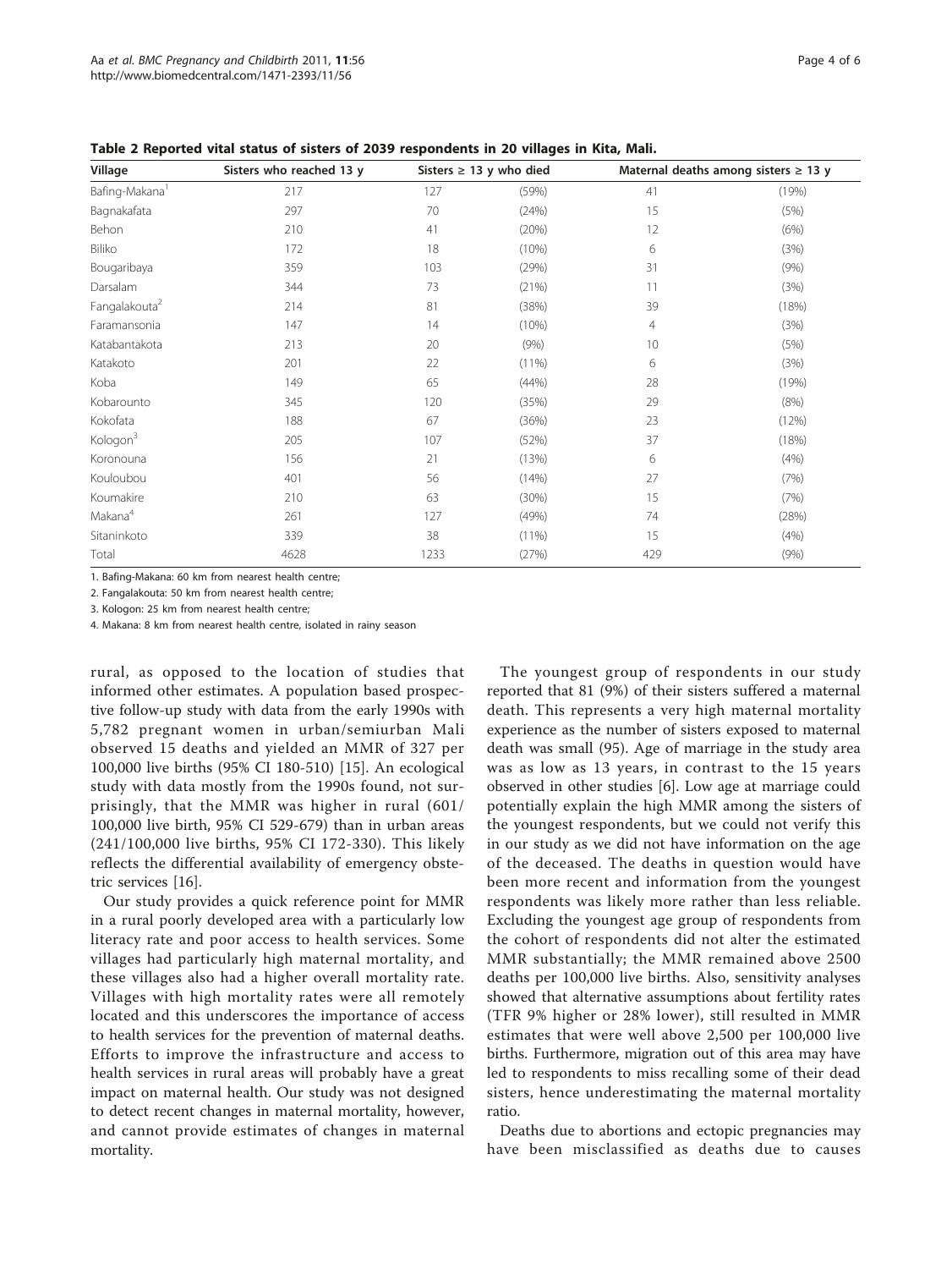**Table 2 Reported vital status of sisters of 2039 respondents in 20 villages in Kita, Mali.**

| Village | Sisters who reached 13 y | Sisters ≥ 13 y who died | | Maternal deaths among sisters ≥ 13 y | |
|---|---|---|---|---|---|
| Bafing-Makana[1] | 217 | 127 | (59%) | 41 | (19%) |
| Bagnakafata | 297 | 70 | (24%) | 15 | (5%) |
| Behon | 210 | 41 | (20%) | 12 | (6%) |
| Biliko | 172 | 18 | (10%) | 6 | (3%) |
| Bougaribaya | 359 | 103 | (29%) | 31 | (9%) |
| Darsalam | 344 | 73 | (21%) | 11 | (3%) |
| Fangalakouta[2] | 214 | 81 | (38%) | 39 | (18%) |
| Faramansonia | 147 | 14 | (10%) | 4 | (3%) |
| Katabantakota | 213 | 20 | (9%) | 10 | (5%) |
| Katakoto | 201 | 22 | (11%) | 6 | (3%) |
| Koba | 149 | 65 | (44%) | 28 | (19%) |
| Kobarounto | 345 | 120 | (35%) | 29 | (8%) |
| Kokofata | 188 | 67 | (36%) | 23 | (12%) |
| Kologon[3] | 205 | 107 | (52%) | 37 | (18%) |
| Koronouna | 156 | 21 | (13%) | 6 | (4%) |
| Kouloubou | 401 | 56 | (14%) | 27 | (7%) |
| Koumakire | 210 | 63 | (30%) | 15 | (7%) |
| Makana[4] | 261 | 127 | (49%) | 74 | (28%) |
| Sitaninkoto | 339 | 38 | (11%) | 15 | (4%) |
| Total | 4628 | 1233 | (27%) | 429 | (9%) |

1. Bafing-Makana: 60 km from nearest health centre;

2. Fangalakouta: 50 km from nearest health centre;

3. Kologon: 25 km from nearest health centre;

4. Makana: 8 km from nearest health centre, isolated in rainy season

rural, as opposed to the location of studies that informed other estimates. A population based prospective follow-up study with data from the early 1990s with 5,782 pregnant women in urban/semiurban Mali observed 15 deaths and yielded an MMR of 327 per 100,000 live births (95% CI 180-510) [15]. An ecological study with data mostly from the 1990s found, not surprisingly, that the MMR was higher in rural (601/100,000 live birth, 95% CI 529-679) than in urban areas (241/100,000 live births, 95% CI 172-330). This likely reflects the differential availability of emergency obstetric services [16].

Our study provides a quick reference point for MMR in a rural poorly developed area with a particularly low literacy rate and poor access to health services. Some villages had particularly high maternal mortality, and these villages also had a higher overall mortality rate. Villages with high mortality rates were all remotely located and this underscores the importance of access to health services for the prevention of maternal deaths. Efforts to improve the infrastructure and access to health services in rural areas will probably have a great impact on maternal health. Our study was not designed to detect recent changes in maternal mortality, however, and cannot provide estimates of changes in maternal mortality.

The youngest group of respondents in our study reported that 81 (9%) of their sisters suffered a maternal death. This represents a very high maternal mortality experience as the number of sisters exposed to maternal death was small (95). Age of marriage in the study area was as low as 13 years, in contrast to the 15 years observed in other studies [6]. Low age at marriage could potentially explain the high MMR among the sisters of the youngest respondents, but we could not verify this in our study as we did not have information on the age of the deceased. The deaths in question would have been more recent and information from the youngest respondents was likely more rather than less reliable. Excluding the youngest age group of respondents from the cohort of respondents did not alter the estimated MMR substantially; the MMR remained above 2500 deaths per 100,000 live births. Also, sensitivity analyses showed that alternative assumptions about fertility rates (TFR 9% higher or 28% lower), still resulted in MMR estimates that were well above 2,500 per 100,000 live births. Furthermore, migration out of this area may have led to respondents to miss recalling some of their dead sisters, hence underestimating the maternal mortality ratio.

Deaths due to abortions and ectopic pregnancies may have been misclassified as deaths due to causes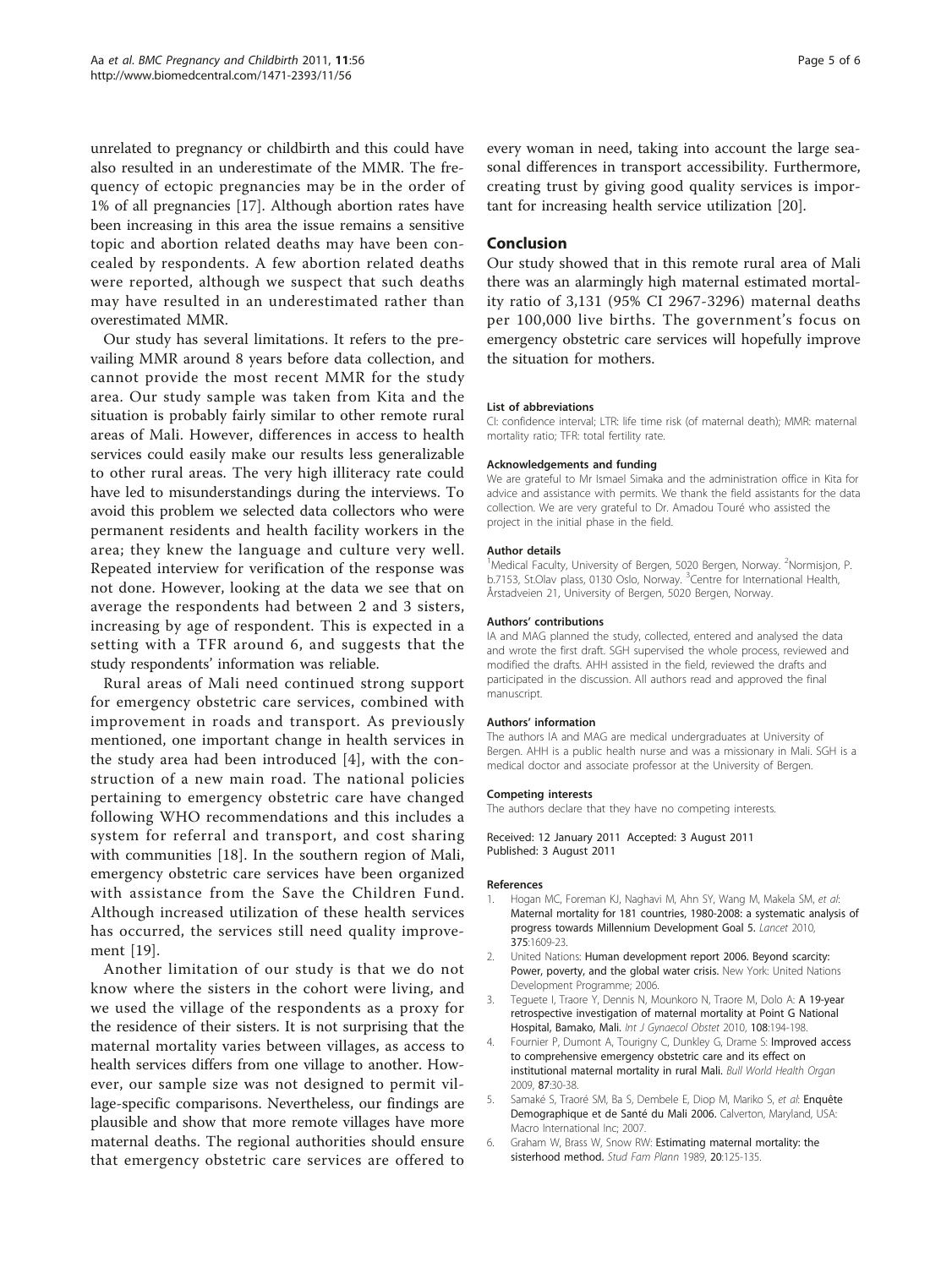unrelated to pregnancy or childbirth and this could have also resulted in an underestimate of the MMR. The frequency of ectopic pregnancies may be in the order of 1% of all pregnancies [17]. Although abortion rates have been increasing in this area the issue remains a sensitive topic and abortion related deaths may have been concealed by respondents. A few abortion related deaths were reported, although we suspect that such deaths may have resulted in an underestimated rather than overestimated MMR.

Our study has several limitations. It refers to the prevailing MMR around 8 years before data collection, and cannot provide the most recent MMR for the study area. Our study sample was taken from Kita and the situation is probably fairly similar to other remote rural areas of Mali. However, differences in access to health services could easily make our results less generalizable to other rural areas. The very high illiteracy rate could have led to misunderstandings during the interviews. To avoid this problem we selected data collectors who were permanent residents and health facility workers in the area; they knew the language and culture very well. Repeated interview for verification of the response was not done. However, looking at the data we see that on average the respondents had between 2 and 3 sisters, increasing by age of respondent. This is expected in a setting with a TFR around 6, and suggests that the study respondents' information was reliable.

Rural areas of Mali need continued strong support for emergency obstetric care services, combined with improvement in roads and transport. As previously mentioned, one important change in health services in the study area had been introduced [4], with the construction of a new main road. The national policies pertaining to emergency obstetric care have changed following WHO recommendations and this includes a system for referral and transport, and cost sharing with communities [18]. In the southern region of Mali, emergency obstetric care services have been organized with assistance from the Save the Children Fund. Although increased utilization of these health services has occurred, the services still need quality improvement [19].

Another limitation of our study is that we do not know where the sisters in the cohort were living, and we used the village of the respondents as a proxy for the residence of their sisters. It is not surprising that the maternal mortality varies between villages, as access to health services differs from one village to another. However, our sample size was not designed to permit village-specific comparisons. Nevertheless, our findings are plausible and show that more remote villages have more maternal deaths. The regional authorities should ensure that emergency obstetric care services are offered to every woman in need, taking into account the large seasonal differences in transport accessibility. Furthermore, creating trust by giving good quality services is important for increasing health service utilization [20].

## Conclusion

Our study showed that in this remote rural area of Mali there was an alarmingly high maternal estimated mortality ratio of 3,131 (95% CI 2967-3296) maternal deaths per 100,000 live births. The government's focus on emergency obstetric care services will hopefully improve the situation for mothers.

#### List of abbreviations

CI: confidence interval; LTR: life time risk (of maternal death); MMR: maternal mortality ratio; TFR: total fertility rate.

#### Acknowledgements and funding

We are grateful to Mr Ismael Simaka and the administration office in Kita for advice and assistance with permits. We thank the field assistants for the data collection. We are very grateful to Dr. Amadou Touré who assisted the project in the initial phase in the field.

#### Author details

[1]Medical Faculty, University of Bergen, 5020 Bergen, Norway. [2]Normisjon, P. b.7153, St.Olav plass, 0130 Oslo, Norway. [3]Centre for International Health, Årstadveien 21, University of Bergen, 5020 Bergen, Norway.

#### Authors' contributions

IA and MAG planned the study, collected, entered and analysed the data and wrote the first draft. SGH supervised the whole process, reviewed and modified the drafts. AHH assisted in the field, reviewed the drafts and participated in the discussion. All authors read and approved the final manuscript.

#### Authors' information

The authors IA and MAG are medical undergraduates at University of Bergen. AHH is a public health nurse and was a missionary in Mali. SGH is a medical doctor and associate professor at the University of Bergen.

#### Competing interests

The authors declare that they have no competing interests.

Received: 12 January 2011 Accepted: 3 August 2011
Published: 3 August 2011

#### References

1. Hogan MC, Foreman KJ, Naghavi M, Ahn SY, Wang M, Makela SM, *et al*: **Maternal mortality for 181 countries, 1980-2008: a systematic analysis of progress towards Millennium Development Goal 5.** *Lancet* 2010, **375**:1609-23.
2. United Nations: **Human development report 2006. Beyond scarcity: Power, poverty, and the global water crisis.** New York: United Nations Development Programme; 2006.
3. Teguete I, Traore Y, Dennis N, Mounkoro N, Traore M, Dolo A: **A 19-year retrospective investigation of maternal mortality at Point G National Hospital, Bamako, Mali.** *Int J Gynaecol Obstet* 2010, **108**:194-198.
4. Fournier P, Dumont A, Tourigny C, Dunkley G, Drame S: **Improved access to comprehensive emergency obstetric care and its effect on institutional maternal mortality in rural Mali.** *Bull World Health Organ* 2009, **87**:30-38.
5. Samaké S, Traoré SM, Ba S, Dembele E, Diop M, Mariko S, *et al*: **Enquête Demographique et de Santé du Mali 2006.** Calverton, Maryland, USA: Macro International Inc; 2007.
6. Graham W, Brass W, Snow RW: **Estimating maternal mortality: the sisterhood method.** *Stud Fam Plann* 1989, **20**:125-135.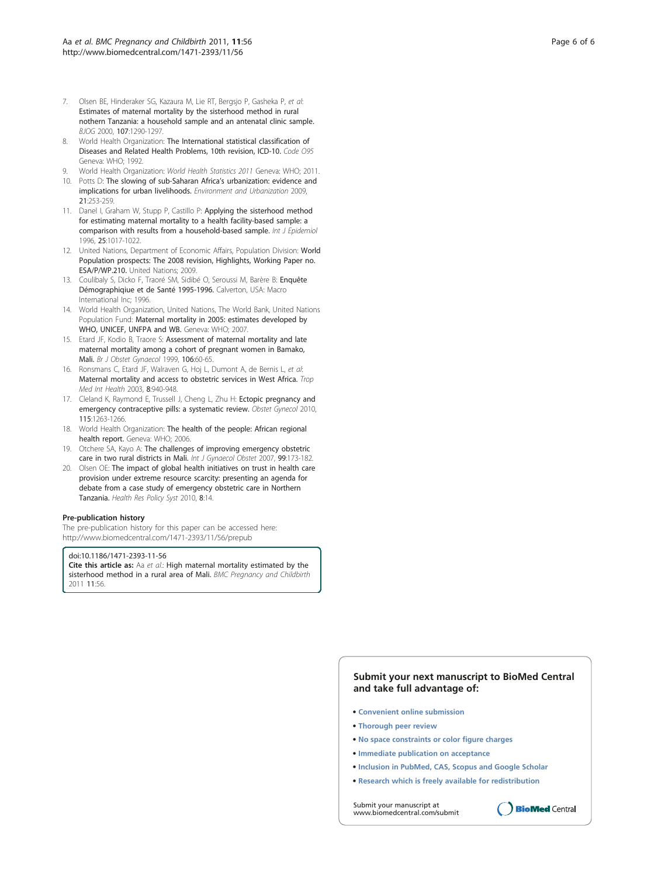7. Olsen BE, Hinderaker SG, Kazaura M, Lie RT, Bergsjo P, Gasheka P, *et al*: **Estimates of maternal mortality by the sisterhood method in rural nothern Tanzania: a household sample and an antenatal clinic sample.** *BJOG* 2000, **107**:1290-1297.
8. World Health Organization: **The International statistical classification of Diseases and Related Health Problems, 10th revision, ICD-10.** *Code O95* Geneva: WHO; 1992.
9. World Health Organization: *World Health Statistics 2011* Geneva: WHO; 2011.
10. Potts D: **The slowing of sub-Saharan Africa's urbanization: evidence and implications for urban livelihoods.** *Environment and Urbanization* 2009, **21**:253-259.
11. Danel I, Graham W, Stupp P, Castillo P: **Applying the sisterhood method for estimating maternal mortality to a health facility-based sample: a comparison with results from a household-based sample.** *Int J Epidemiol* 1996, **25**:1017-1022.
12. United Nations, Department of Economic Affairs, Population Division: **World Population prospects: The 2008 revision, Highlights, Working Paper no. ESA/P/WP.210.** United Nations; 2009.
13. Coulibaly S, Dicko F, Traoré SM, Sidibé O, Seroussi M, Barère B: **Enquête Démographiqiue et de Santé 1995-1996.** Calverton, USA: Macro International Inc; 1996.
14. World Health Organization, United Nations, The World Bank, United Nations Population Fund: **Maternal mortality in 2005: estimates developed by WHO, UNICEF, UNFPA and WB.** Geneva: WHO; 2007.
15. Etard JF, Kodio B, Traore S: **Assessment of maternal mortality and late maternal mortality among a cohort of pregnant women in Bamako, Mali.** *Br J Obstet Gynaecol* 1999, **106**:60-65.
16. Ronsmans C, Etard JF, Walraven G, Hoj L, Dumont A, de Bernis L, *et al*: **Maternal mortality and access to obstetric services in West Africa.** *Trop Med Int Health* 2003, **8**:940-948.
17. Cleland K, Raymond E, Trussell J, Cheng L, Zhu H: **Ectopic pregnancy and emergency contraceptive pills: a systematic review.** *Obstet Gynecol* 2010, **115**:1263-1266.
18. World Health Organization: **The health of the people: African regional health report.** Geneva: WHO; 2006.
19. Otchere SA, Kayo A: **The challenges of improving emergency obstetric care in two rural districts in Mali.** *Int J Gynaecol Obstet* 2007, **99**:173-182.
20. Olsen OE: **The impact of global health initiatives on trust in health care provision under extreme resource scarcity: presenting an agenda for debate from a case study of emergency obstetric care in Northern Tanzania.** *Health Res Policy Syst* 2010, **8**:14.

### Pre-publication history

The pre-publication history for this paper can be accessed here:
http://www.biomedcentral.com/1471-2393/11/56/prepub

doi:10.1186/1471-2393-11-56
**Cite this article as:** Aa *et al.*: High maternal mortality estimated by the sisterhood method in a rural area of Mali. *BMC Pregnancy and Childbirth* 2011 **11**:56.

**Submit your next manuscript to BioMed Central and take full advantage of:**

- Convenient online submission
- Thorough peer review
- No space constraints or color figure charges
- Immediate publication on acceptance
- Inclusion in PubMed, CAS, Scopus and Google Scholar
- Research which is freely available for redistribution

Submit your manuscript at
www.biomedcentral.com/submit

BioMed Central